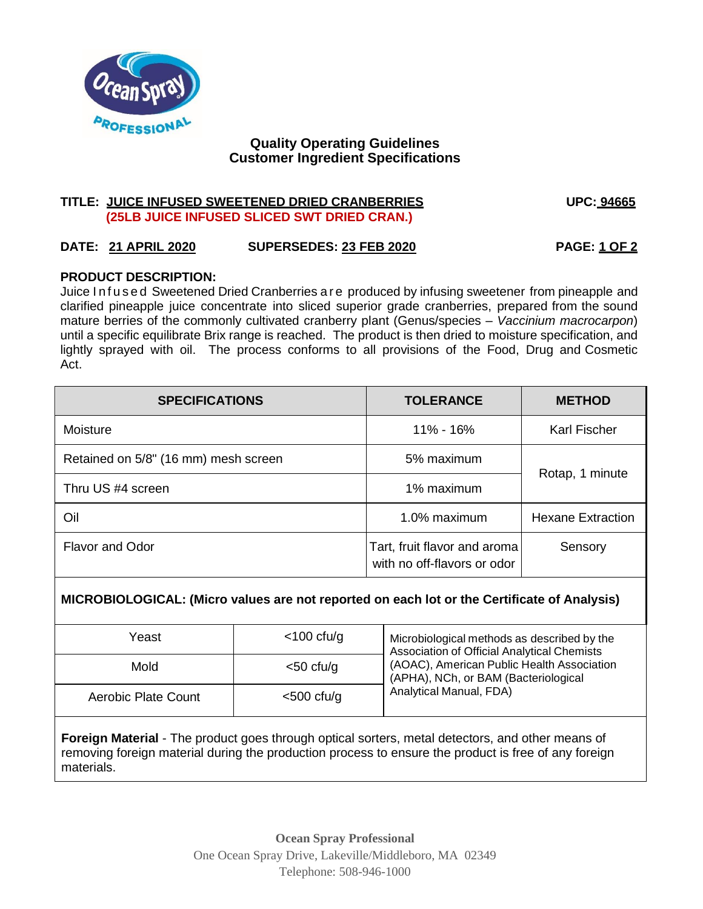## Quality Operating Guidelines
## Customer Ingredient Specifications

**TITLE: JUICE INFUSED SWEETENED DRIED CRANBERRIES**
**(25LB JUICE INFUSED SLICED SWT DRIED CRAN.)**

**UPC: 94665**

**DATE: 21 APRIL 2020** **SUPERSEDES: 23 FEB 2020** **PAGE: 1 OF 2**

**PRODUCT DESCRIPTION:**
Juice Infused Sweetened Dried Cranberries are produced by infusing sweetener from pineapple and clarified pineapple juice concentrate into sliced superior grade cranberries, prepared from the sound mature berries of the commonly cultivated cranberry plant (Genus/species – *Vaccinium macrocarpon*) until a specific equilibrate Brix range is reached. The product is then dried to moisture specification, and lightly sprayed with oil. The process conforms to all provisions of the Food, Drug and Cosmetic Act.

| SPECIFICATIONS | TOLERANCE | METHOD |
|---|---|---|
| Moisture | 11% - 16% | Karl Fischer |
| Retained on 5/8" (16 mm) mesh screen | 5% maximum | Rotap, 1 minute |
| Thru US #4 screen | 1% maximum | |
| Oil | 1.0% maximum | Hexane Extraction |
| Flavor and Odor | Tart, fruit flavor and aroma with no off-flavors or odor | Sensory |

**MICROBIOLOGICAL: (Micro values are not reported on each lot or the Certificate of Analysis)**

| | | |
|---|---|---|
| Yeast | <100 cfu/g | Microbiological methods as described by the Association of Official Analytical Chemists (AOAC), American Public Health Association (APHA), NCh, or BAM (Bacteriological Analytical Manual, FDA) |
| Mold | <50 cfu/g | |
| Aerobic Plate Count | <500 cfu/g | |

**Foreign Material** - The product goes through optical sorters, metal detectors, and other means of removing foreign material during the production process to ensure the product is free of any foreign materials.

**Ocean Spray Professional**
One Ocean Spray Drive, Lakeville/Middleboro, MA 02349
Telephone: 508-946-1000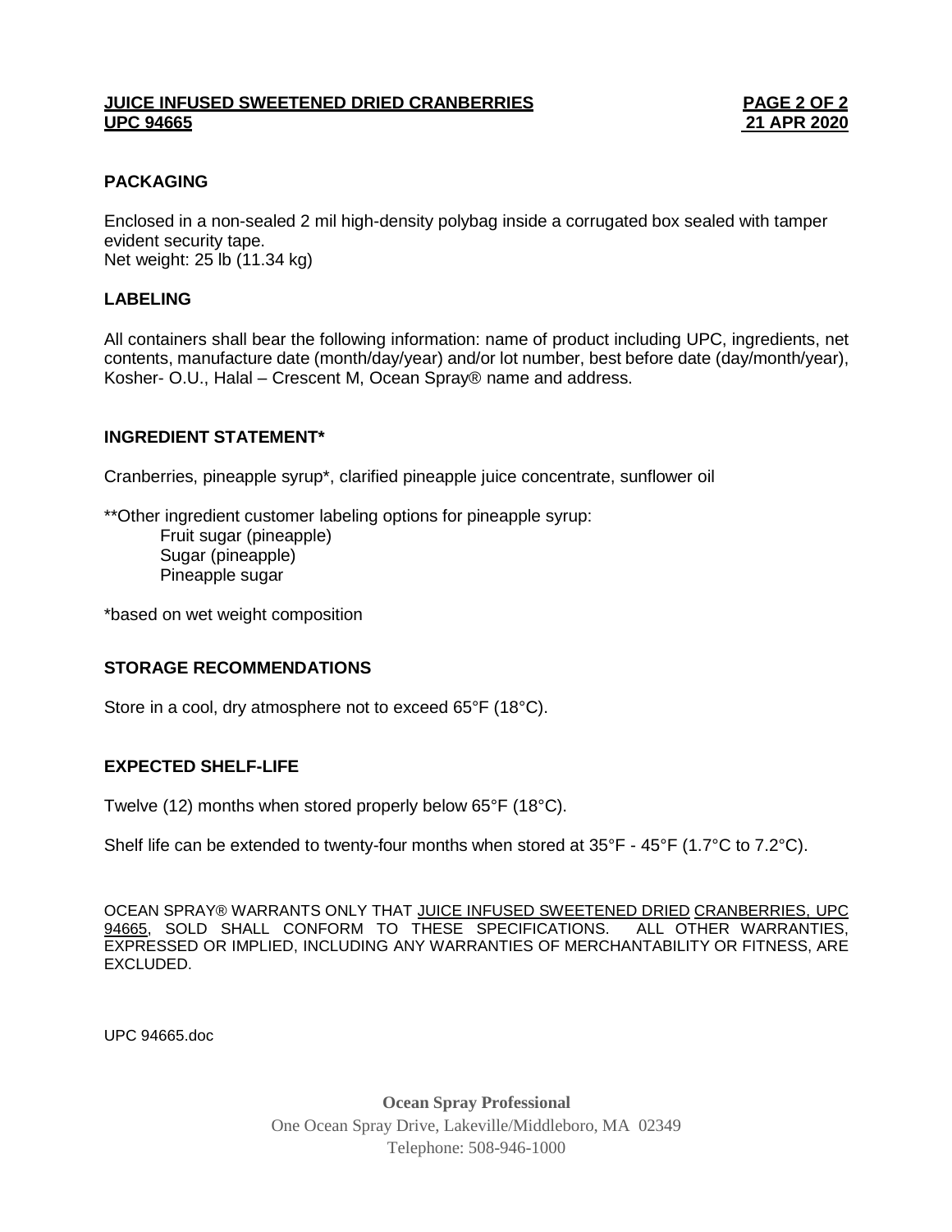## PACKAGING

Enclosed in a non-sealed 2 mil high-density polybag inside a corrugated box sealed with tamper evident security tape.
Net weight: 25 lb (11.34 kg)

## LABELING

All containers shall bear the following information: name of product including UPC, ingredients, net contents, manufacture date (month/day/year) and/or lot number, best before date (day/month/year), Kosher- O.U., Halal – Crescent M, Ocean Spray® name and address.

## INGREDIENT STATEMENT*

Cranberries, pineapple syrup*, clarified pineapple juice concentrate, sunflower oil

**Other ingredient customer labeling options for pineapple syrup:

- Fruit sugar (pineapple)
- Sugar (pineapple)
- Pineapple sugar

*based on wet weight composition

## STORAGE RECOMMENDATIONS

Store in a cool, dry atmosphere not to exceed 65°F (18°C).

## EXPECTED SHELF-LIFE

Twelve (12) months when stored properly below 65°F (18°C).

Shelf life can be extended to twenty-four months when stored at 35°F - 45°F (1.7°C to 7.2°C).

OCEAN SPRAY® WARRANTS ONLY THAT JUICE INFUSED SWEETENED DRIED CRANBERRIES, UPC 94665, SOLD SHALL CONFORM TO THESE SPECIFICATIONS. ALL OTHER WARRANTIES, EXPRESSED OR IMPLIED, INCLUDING ANY WARRANTIES OF MERCHANTABILITY OR FITNESS, ARE EXCLUDED.

UPC 94665.doc

**Ocean Spray Professional**
One Ocean Spray Drive, Lakeville/Middleboro, MA 02349
Telephone: 508-946-1000